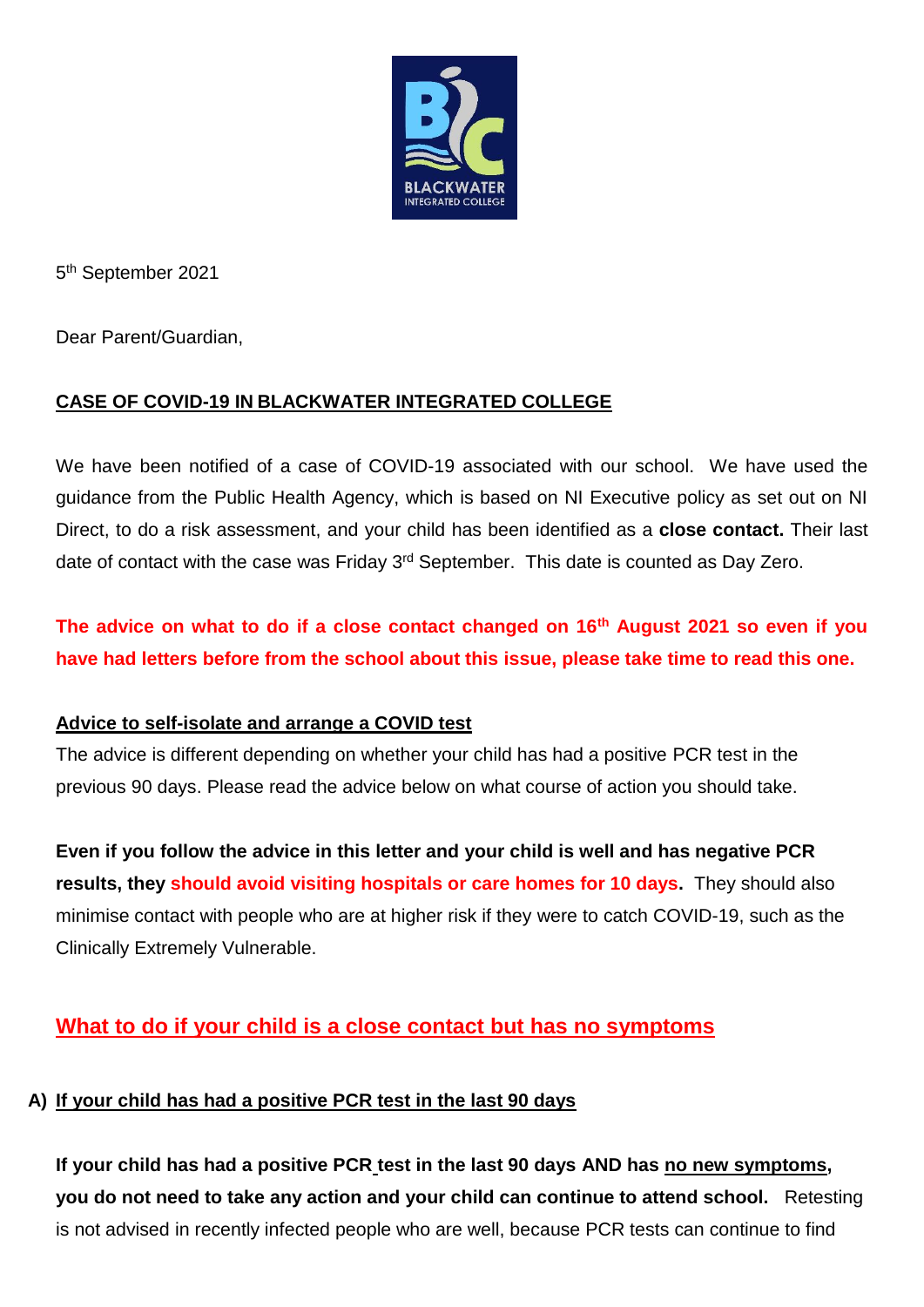5th September 2021

Dear Parent/Guardian,

## CASE OF COVID-19 IN BLACKWATER INTEGRATED COLLEGE

We have been notified of a case of COVID-19 associated with our school. We have used the guidance from the Public Health Agency, which is based on NI Executive policy as set out on NI Direct, to do a risk assessment, and your child has been identified as a **close contact.** Their last date of contact with the case was Friday 3rd September. This date is counted as Day Zero.

**The advice on what to do if a close contact changed on 16th August 2021 so even if you have had letters before from the school about this issue, please take time to read this one.**

### Advice to self-isolate and arrange a COVID test

The advice is different depending on whether your child has had a positive PCR test in the previous 90 days. Please read the advice below on what course of action you should take.

**Even if you follow the advice in this letter and your child is well and has negative PCR results, they should avoid visiting hospitals or care homes for 10 days.** They should also minimise contact with people who are at higher risk if they were to catch COVID-19, such as the Clinically Extremely Vulnerable.

## What to do if your child is a close contact but has no symptoms

### A) If your child has had a positive PCR test in the last 90 days

**If your child has had a positive PCR test in the last 90 days AND has no new symptoms, you do not need to take any action and your child can continue to attend school.** Retesting is not advised in recently infected people who are well, because PCR tests can continue to find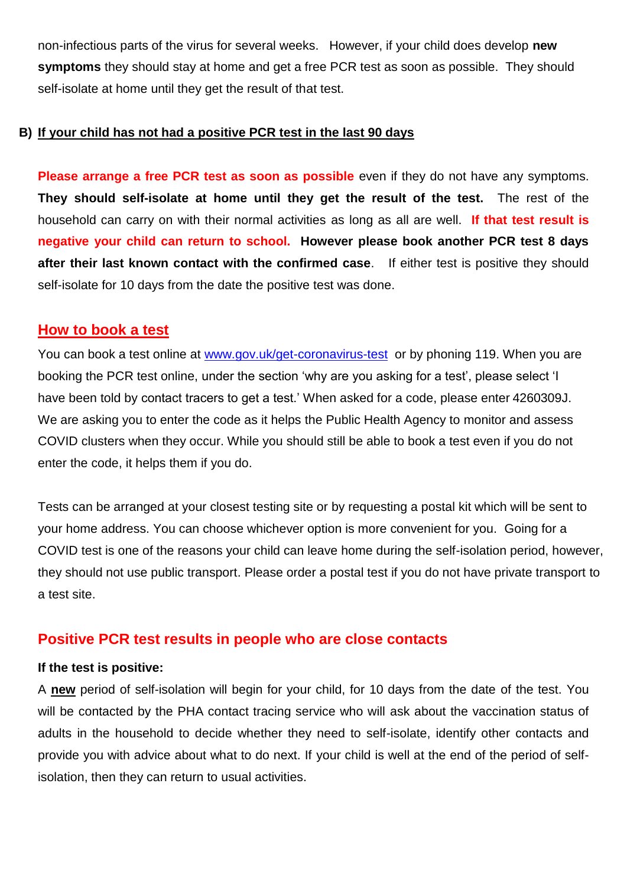non-infectious parts of the virus for several weeks. However, if your child does develop **new symptoms** they should stay at home and get a free PCR test as soon as possible. They should self-isolate at home until they get the result of that test.

**B) <u>If your child has not had a positive PCR test in the last 90 days</u>**

**Please arrange a free PCR test as soon as possible** even if they do not have any symptoms. **They should self-isolate at home until they get the result of the test.** The rest of the household can carry on with their normal activities as long as all are well. **If that test result is negative your child can return to school. However please book another PCR test 8 days after their last known contact with the confirmed case**. If either test is positive they should self-isolate for 10 days from the date the positive test was done.

## <u>How to book a test</u>

You can book a test online at www.gov.uk/get-coronavirus-test or by phoning 119. When you are booking the PCR test online, under the section 'why are you asking for a test', please select 'I have been told by contact tracers to get a test.' When asked for a code, please enter 4260309J. We are asking you to enter the code as it helps the Public Health Agency to monitor and assess COVID clusters when they occur. While you should still be able to book a test even if you do not enter the code, it helps them if you do.

Tests can be arranged at your closest testing site or by requesting a postal kit which will be sent to your home address. You can choose whichever option is more convenient for you. Going for a COVID test is one of the reasons your child can leave home during the self-isolation period, however, they should not use public transport. Please order a postal test if you do not have private transport to a test site.

## Positive PCR test results in people who are close contacts

**If the test is positive:**

A **<u>new</u>** period of self-isolation will begin for your child, for 10 days from the date of the test. You will be contacted by the PHA contact tracing service who will ask about the vaccination status of adults in the household to decide whether they need to self-isolate, identify other contacts and provide you with advice about what to do next. If your child is well at the end of the period of self-isolation, then they can return to usual activities.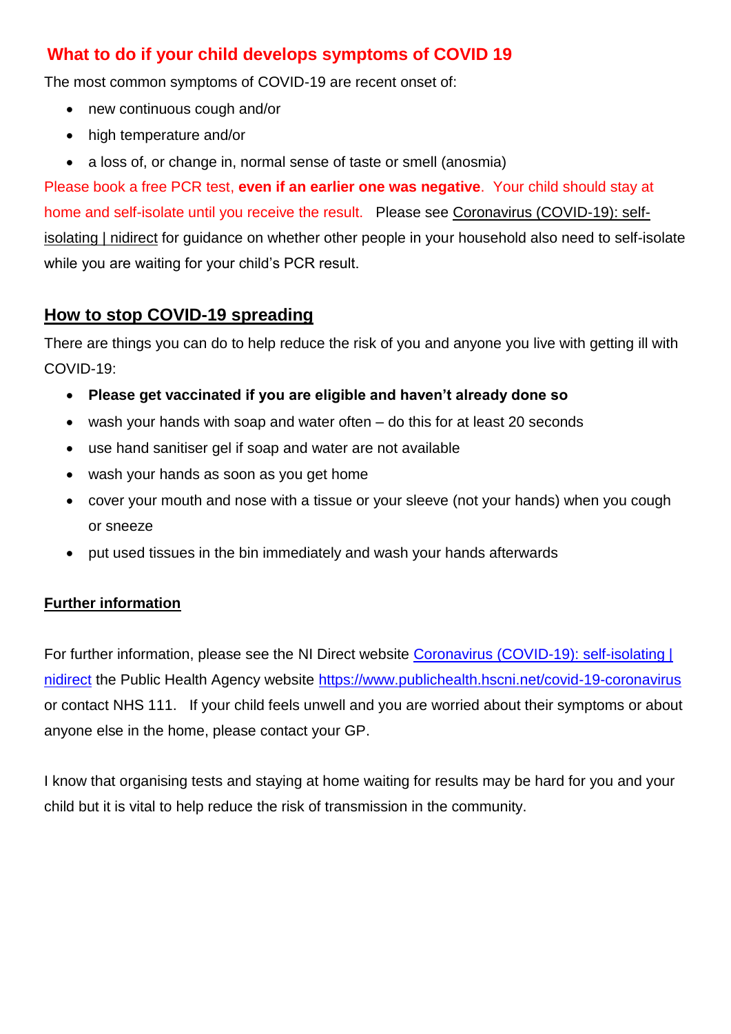## What to do if your child develops symptoms of COVID 19

The most common symptoms of COVID-19 are recent onset of:

- new continuous cough and/or
- high temperature and/or
- a loss of, or change in, normal sense of taste or smell (anosmia)

Please book a free PCR test, **even if an earlier one was negative**. Your child should stay at home and self-isolate until you receive the result. Please see Coronavirus (COVID-19): self-isolating | nidirect for guidance on whether other people in your household also need to self-isolate while you are waiting for your child's PCR result.

## How to stop COVID-19 spreading

There are things you can do to help reduce the risk of you and anyone you live with getting ill with COVID-19:

- **Please get vaccinated if you are eligible and haven't already done so**
- wash your hands with soap and water often – do this for at least 20 seconds
- use hand sanitiser gel if soap and water are not available
- wash your hands as soon as you get home
- cover your mouth and nose with a tissue or your sleeve (not your hands) when you cough or sneeze
- put used tissues in the bin immediately and wash your hands afterwards

### Further information

For further information, please see the NI Direct website Coronavirus (COVID-19): self-isolating | nidirect the Public Health Agency website https://www.publichealth.hscni.net/covid-19-coronavirus or contact NHS 111. If your child feels unwell and you are worried about their symptoms or about anyone else in the home, please contact your GP.

I know that organising tests and staying at home waiting for results may be hard for you and your child but it is vital to help reduce the risk of transmission in the community.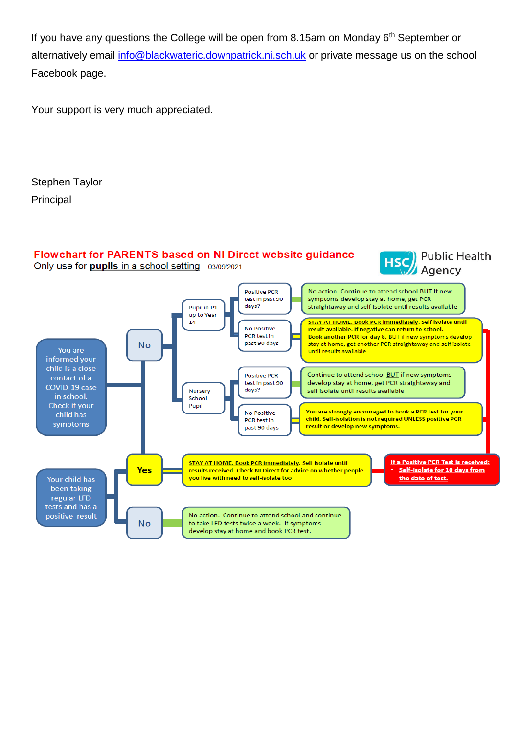If you have any questions the College will be open from 8.15am on Monday 6th September or alternatively email info@blackwateric.downpatrick.ni.sch.uk or private message us on the school Facebook page.

Your support is very much appreciated.

Stephen Taylor
Principal

**Flowchart for PARENTS based on NI Direct website guidance**

Only use for **pupils** in a school setting 03/09/2021

HSC Public Health Agency

You are informed your child is a close contact of a COVID-19 case in school. Check if your child has symptoms

No

Pupil in P1 up to Year 14

Positive PCR test in past 90 days?

No action. Continue to attend school BUT if new symptoms develop stay at home, get PCR straightaway and self isolate until results available

No Positive PCR test in past 90 days

STAY AT HOME. Book PCR immediately. Self isolate until result available. If negative can return to school. Book another PCR for day 8. BUT if new symptoms develop stay at home, get another PCR straightaway and self isolate until results available

Nursery School Pupil

Positive PCR test in past 90 days?

Continue to attend school BUT if new symptoms develop stay at home, get PCR straightaway and self isolate until results available

No Positive PCR test in past 90 days

You are strongly encouraged to book a PCR test for your child. Self-isolation is not required UNLESS positive PCR result or develop new symptoms.

Yes

STAY AT HOME. Book PCR immediately. Self isolate until results received. Check NI Direct for advice on whether people you live with need to self-isolate too

If a Positive PCR Test is received:

- Self-Isolate for 10 days from the date of test.

Your child has been taking regular LFD tests and has a positive result

No

No action. Continue to attend school and continue to take LFD tests twice a week. If symptoms develop stay at home and book PCR test.